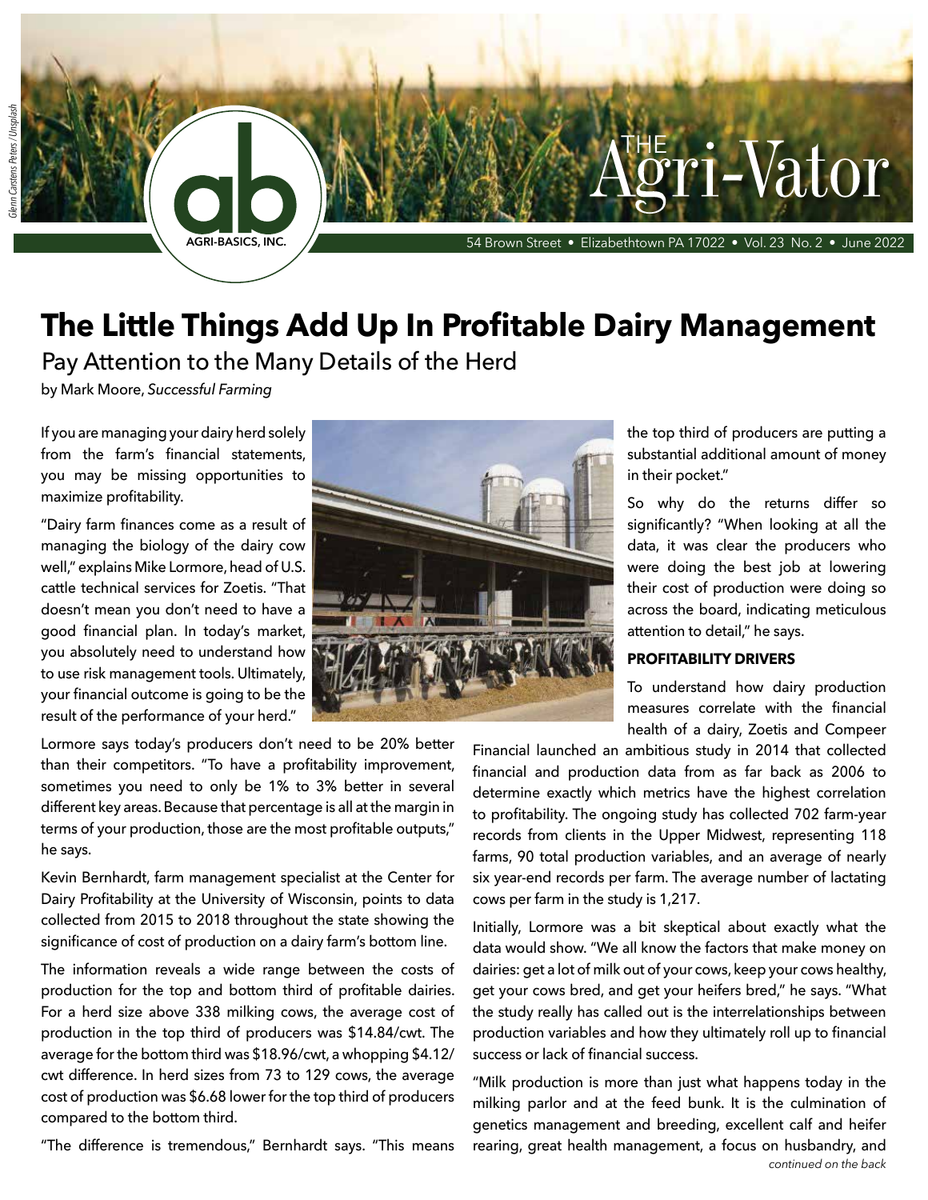# The Agri-Vator

AGRI-BASICS, INC.

54 Brown Street • Elizabethtown PA 17022 • Vol. 23 No. 2 • June 2022

# The Little Things Add Up In Profitable Dairy Management

## Pay Attention to the Many Details of the Herd

by Mark Moore, *Successful Farming*

If you are managing your dairy herd solely from the farm's financial statements, you may be missing opportunities to maximize profitability.

"Dairy farm finances come as a result of managing the biology of the dairy cow well," explains Mike Lormore, head of U.S. cattle technical services for Zoetis. "That doesn't mean you don't need to have a good financial plan. In today's market, you absolutely need to understand how to use risk management tools. Ultimately, your financial outcome is going to be the result of the performance of your herd."

Lormore says today's producers don't need to be 20% better than their competitors. "To have a profitability improvement, sometimes you need to only be 1% to 3% better in several different key areas. Because that percentage is all at the margin in terms of your production, those are the most profitable outputs," he says.

Kevin Bernhardt, farm management specialist at the Center for Dairy Profitability at the University of Wisconsin, points to data collected from 2015 to 2018 throughout the state showing the significance of cost of production on a dairy farm's bottom line.

The information reveals a wide range between the costs of production for the top and bottom third of profitable dairies. For a herd size above 338 milking cows, the average cost of production in the top third of producers was $14.84/cwt. The average for the bottom third was $18.96/cwt, a whopping $4.12/cwt difference. In herd sizes from 73 to 129 cows, the average cost of production was $6.68 lower for the top third of producers compared to the bottom third.

"The difference is tremendous," Bernhardt says. "This means the top third of producers are putting a substantial additional amount of money in their pocket."

So why do the returns differ so significantly? "When looking at all the data, it was clear the producers who were doing the best job at lowering their cost of production were doing so across the board, indicating meticulous attention to detail," he says.

### PROFITABILITY DRIVERS

To understand how dairy production measures correlate with the financial health of a dairy, Zoetis and Compeer Financial launched an ambitious study in 2014 that collected financial and production data from as far back as 2006 to determine exactly which metrics have the highest correlation to profitability. The ongoing study has collected 702 farm-year records from clients in the Upper Midwest, representing 118 farms, 90 total production variables, and an average of nearly six year-end records per farm. The average number of lactating cows per farm in the study is 1,217.

Initially, Lormore was a bit skeptical about exactly what the data would show. "We all know the factors that make money on dairies: get a lot of milk out of your cows, keep your cows healthy, get your cows bred, and get your heifers bred," he says. "What the study really has called out is the interrelationships between production variables and how they ultimately roll up to financial success or lack of financial success.

"Milk production is more than just what happens today in the milking parlor and at the feed bunk. It is the culmination of genetics management and breeding, excellent calf and heifer rearing, great health management, a focus on husbandry, and

*continued on the back*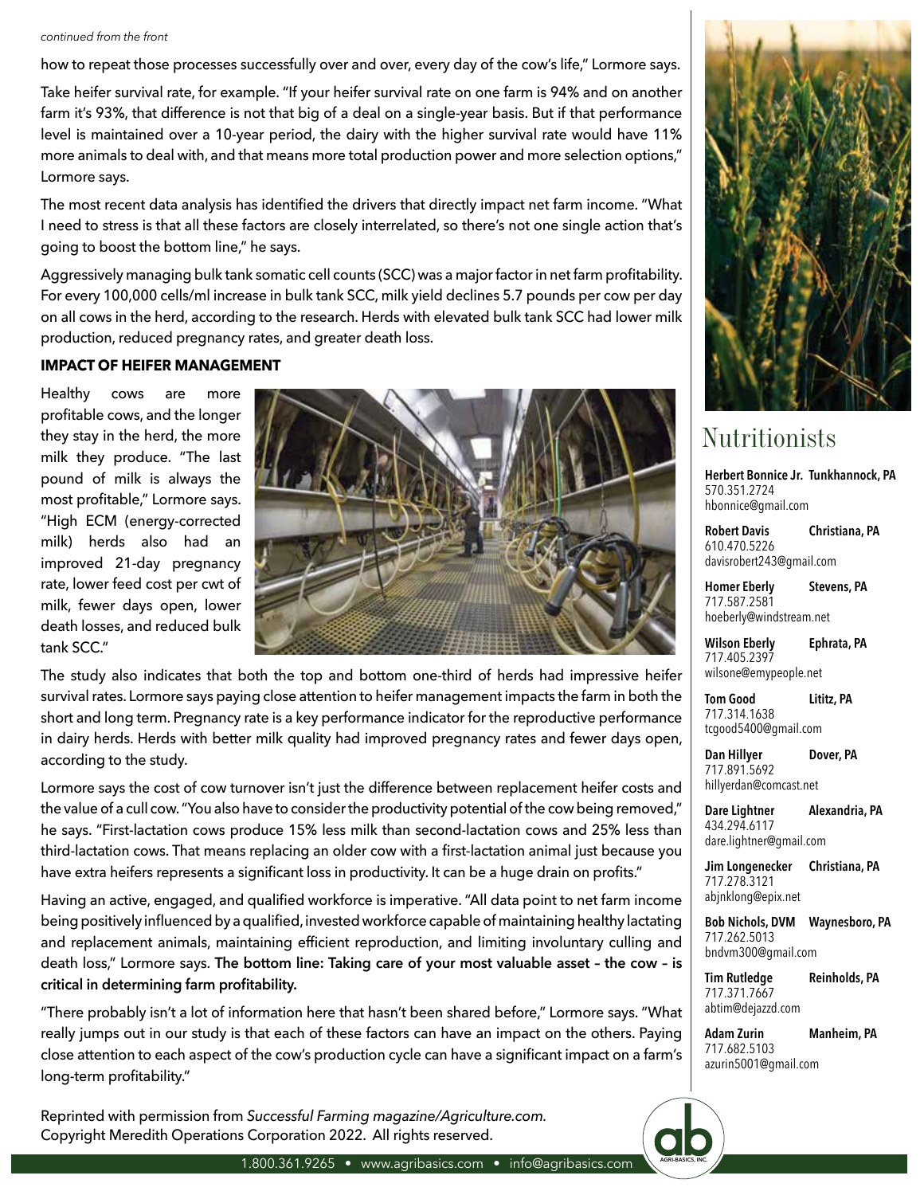*continued from the front*

how to repeat those processes successfully over and over, every day of the cow's life," Lormore says.

Take heifer survival rate, for example. "If your heifer survival rate on one farm is 94% and on another farm it's 93%, that difference is not that big of a deal on a single-year basis. But if that performance level is maintained over a 10-year period, the dairy with the higher survival rate would have 11% more animals to deal with, and that means more total production power and more selection options," Lormore says.

The most recent data analysis has identified the drivers that directly impact net farm income. "What I need to stress is that all these factors are closely interrelated, so there's not one single action that's going to boost the bottom line," he says.

Aggressively managing bulk tank somatic cell counts (SCC) was a major factor in net farm profitability. For every 100,000 cells/ml increase in bulk tank SCC, milk yield declines 5.7 pounds per cow per day on all cows in the herd, according to the research. Herds with elevated bulk tank SCC had lower milk production, reduced pregnancy rates, and greater death loss.

**IMPACT OF HEIFER MANAGEMENT**

Healthy cows are more profitable cows, and the longer they stay in the herd, the more milk they produce. "The last pound of milk is always the most profitable," Lormore says. "High ECM (energy-corrected milk) herds also had an improved 21-day pregnancy rate, lower feed cost per cwt of milk, fewer days open, lower death losses, and reduced bulk tank SCC."

The study also indicates that both the top and bottom one-third of herds had impressive heifer survival rates. Lormore says paying close attention to heifer management impacts the farm in both the short and long term. Pregnancy rate is a key performance indicator for the reproductive performance in dairy herds. Herds with better milk quality had improved pregnancy rates and fewer days open, according to the study.

Lormore says the cost of cow turnover isn't just the difference between replacement heifer costs and the value of a cull cow. "You also have to consider the productivity potential of the cow being removed," he says. "First-lactation cows produce 15% less milk than second-lactation cows and 25% less than third-lactation cows. That means replacing an older cow with a first-lactation animal just because you have extra heifers represents a significant loss in productivity. It can be a huge drain on profits."

Having an active, engaged, and qualified workforce is imperative. "All data point to net farm income being positively influenced by a qualified, invested workforce capable of maintaining healthy lactating and replacement animals, maintaining efficient reproduction, and limiting involuntary culling and death loss," Lormore says. **The bottom line: Taking care of your most valuable asset – the cow – is critical in determining farm profitability.**

"There probably isn't a lot of information here that hasn't been shared before," Lormore says. "What really jumps out in our study is that each of these factors can have an impact on the others. Paying close attention to each aspect of the cow's production cycle can have a significant impact on a farm's long-term profitability."

Reprinted with permission from *Successful Farming magazine/Agriculture.com.*
Copyright Meredith Operations Corporation 2022. All rights reserved.

## Nutritionists

**Herbert Bonnice Jr.** **Tunkhannock, PA**
570.351.2724
hbonnice@gmail.com

**Robert Davis** **Christiana, PA**
610.470.5226
davisrobert243@gmail.com

**Homer Eberly** **Stevens, PA**
717.587.2581
hoeberly@windstream.net

**Wilson Eberly** **Ephrata, PA**
717.405.2397
wilsone@emypeople.net

**Tom Good** **Lititz, PA**
717.314.1638
tcgood5400@gmail.com

**Dan Hillyer** **Dover, PA**
717.891.5692
hillyerdan@comcast.net

**Dare Lightner** **Alexandria, PA**
434.294.6117
dare.lightner@gmail.com

**Jim Longenecker** **Christiana, PA**
717.278.3121
abjnklong@epix.net

**Bob Nichols, DVM** **Waynesboro, PA**
717.262.5013
bndvm300@gmail.com

**Tim Rutledge** **Reinholds, PA**
717.371.7667
abtim@dejazzd.com

**Adam Zurin** **Manheim, PA**
717.682.5103
azurin5001@gmail.com

1.800.361.9265 • www.agribasics.com • info@agribasics.com